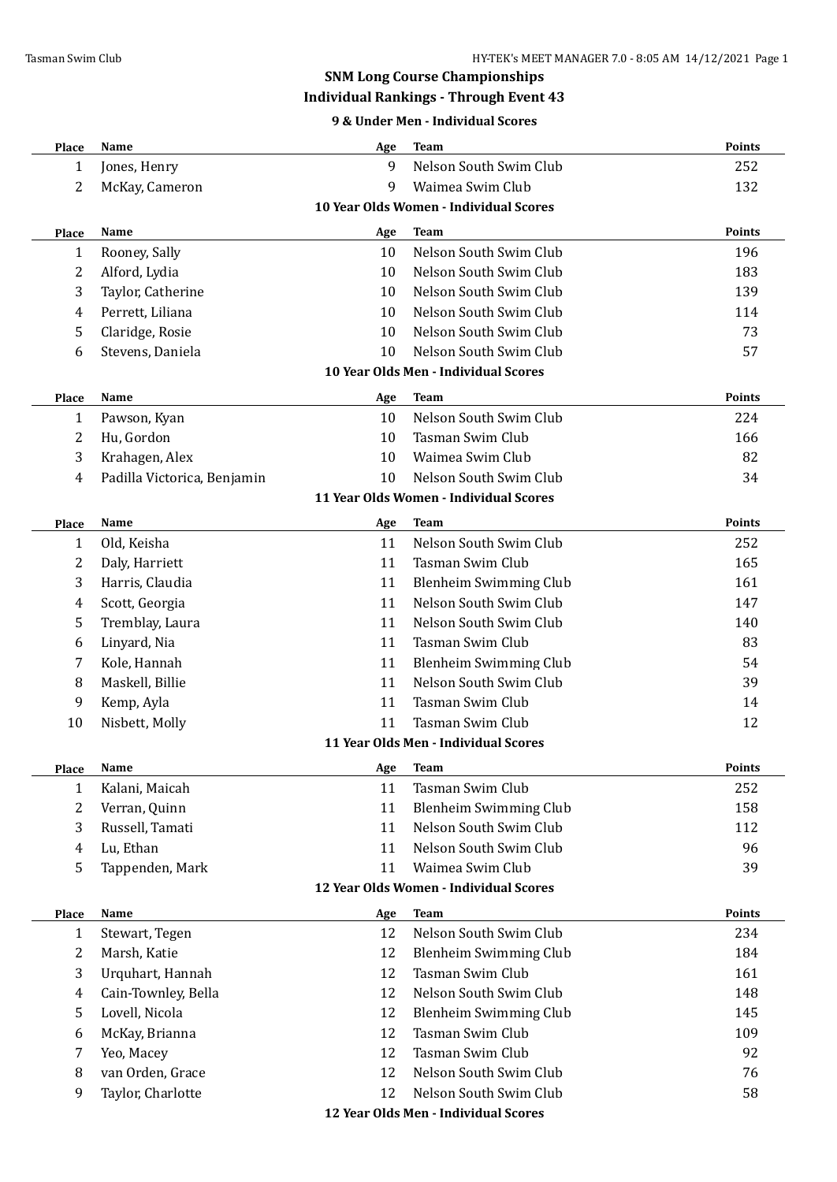# SNM Long Course Championships

## Individual Rankings - Through Event 43

### 9 & Under Men - Individual Scores

| Place | Name | Age | Team | Points |
|---|---|---|---|---|
| 1 | Jones, Henry | 9 | Nelson South Swim Club | 252 |
| 2 | McKay, Cameron | 9 | Waimea Swim Club | 132 |

### 10 Year Olds Women - Individual Scores

| Place | Name | Age | Team | Points |
|---|---|---|---|---|
| 1 | Rooney, Sally | 10 | Nelson South Swim Club | 196 |
| 2 | Alford, Lydia | 10 | Nelson South Swim Club | 183 |
| 3 | Taylor, Catherine | 10 | Nelson South Swim Club | 139 |
| 4 | Perrett, Liliana | 10 | Nelson South Swim Club | 114 |
| 5 | Claridge, Rosie | 10 | Nelson South Swim Club | 73 |
| 6 | Stevens, Daniela | 10 | Nelson South Swim Club | 57 |

### 10 Year Olds Men - Individual Scores

| Place | Name | Age | Team | Points |
|---|---|---|---|---|
| 1 | Pawson, Kyan | 10 | Nelson South Swim Club | 224 |
| 2 | Hu, Gordon | 10 | Tasman Swim Club | 166 |
| 3 | Krahagen, Alex | 10 | Waimea Swim Club | 82 |
| 4 | Padilla Victorica, Benjamin | 10 | Nelson South Swim Club | 34 |

### 11 Year Olds Women - Individual Scores

| Place | Name | Age | Team | Points |
|---|---|---|---|---|
| 1 | Old, Keisha | 11 | Nelson South Swim Club | 252 |
| 2 | Daly, Harriett | 11 | Tasman Swim Club | 165 |
| 3 | Harris, Claudia | 11 | Blenheim Swimming Club | 161 |
| 4 | Scott, Georgia | 11 | Nelson South Swim Club | 147 |
| 5 | Tremblay, Laura | 11 | Nelson South Swim Club | 140 |
| 6 | Linyard, Nia | 11 | Tasman Swim Club | 83 |
| 7 | Kole, Hannah | 11 | Blenheim Swimming Club | 54 |
| 8 | Maskell, Billie | 11 | Nelson South Swim Club | 39 |
| 9 | Kemp, Ayla | 11 | Tasman Swim Club | 14 |
| 10 | Nisbett, Molly | 11 | Tasman Swim Club | 12 |

### 11 Year Olds Men - Individual Scores

| Place | Name | Age | Team | Points |
|---|---|---|---|---|
| 1 | Kalani, Maicah | 11 | Tasman Swim Club | 252 |
| 2 | Verran, Quinn | 11 | Blenheim Swimming Club | 158 |
| 3 | Russell, Tamati | 11 | Nelson South Swim Club | 112 |
| 4 | Lu, Ethan | 11 | Nelson South Swim Club | 96 |
| 5 | Tappenden, Mark | 11 | Waimea Swim Club | 39 |

### 12 Year Olds Women - Individual Scores

| Place | Name | Age | Team | Points |
|---|---|---|---|---|
| 1 | Stewart, Tegen | 12 | Nelson South Swim Club | 234 |
| 2 | Marsh, Katie | 12 | Blenheim Swimming Club | 184 |
| 3 | Urquhart, Hannah | 12 | Tasman Swim Club | 161 |
| 4 | Cain-Townley, Bella | 12 | Nelson South Swim Club | 148 |
| 5 | Lovell, Nicola | 12 | Blenheim Swimming Club | 145 |
| 6 | McKay, Brianna | 12 | Tasman Swim Club | 109 |
| 7 | Yeo, Macey | 12 | Tasman Swim Club | 92 |
| 8 | van Orden, Grace | 12 | Nelson South Swim Club | 76 |
| 9 | Taylor, Charlotte | 12 | Nelson South Swim Club | 58 |

### 12 Year Olds Men - Individual Scores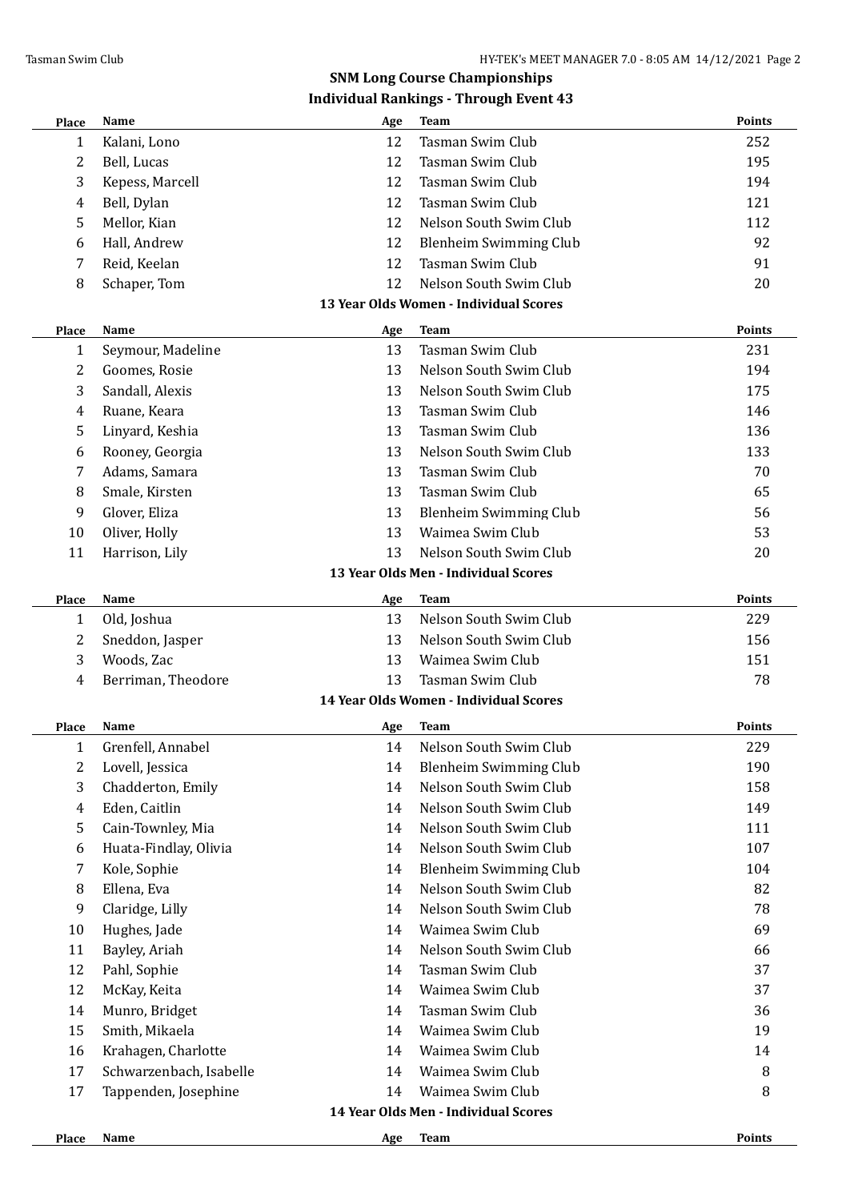## SNM Long Course Championships

### Individual Rankings - Through Event 43

| Place | Name | Age | Team | Points |
|---|---|---|---|---|
| 1 | Kalani, Lono | 12 | Tasman Swim Club | 252 |
| 2 | Bell, Lucas | 12 | Tasman Swim Club | 195 |
| 3 | Kepess, Marcell | 12 | Tasman Swim Club | 194 |
| 4 | Bell, Dylan | 12 | Tasman Swim Club | 121 |
| 5 | Mellor, Kian | 12 | Nelson South Swim Club | 112 |
| 6 | Hall, Andrew | 12 | Blenheim Swimming Club | 92 |
| 7 | Reid, Keelan | 12 | Tasman Swim Club | 91 |
| 8 | Schaper, Tom | 12 | Nelson South Swim Club | 20 |

#### 13 Year Olds Women - Individual Scores

| Place | Name | Age | Team | Points |
|---|---|---|---|---|
| 1 | Seymour, Madeline | 13 | Tasman Swim Club | 231 |
| 2 | Goomes, Rosie | 13 | Nelson South Swim Club | 194 |
| 3 | Sandall, Alexis | 13 | Nelson South Swim Club | 175 |
| 4 | Ruane, Keara | 13 | Tasman Swim Club | 146 |
| 5 | Linyard, Keshia | 13 | Tasman Swim Club | 136 |
| 6 | Rooney, Georgia | 13 | Nelson South Swim Club | 133 |
| 7 | Adams, Samara | 13 | Tasman Swim Club | 70 |
| 8 | Smale, Kirsten | 13 | Tasman Swim Club | 65 |
| 9 | Glover, Eliza | 13 | Blenheim Swimming Club | 56 |
| 10 | Oliver, Holly | 13 | Waimea Swim Club | 53 |
| 11 | Harrison, Lily | 13 | Nelson South Swim Club | 20 |

#### 13 Year Olds Men - Individual Scores

| Place | Name | Age | Team | Points |
|---|---|---|---|---|
| 1 | Old, Joshua | 13 | Nelson South Swim Club | 229 |
| 2 | Sneddon, Jasper | 13 | Nelson South Swim Club | 156 |
| 3 | Woods, Zac | 13 | Waimea Swim Club | 151 |
| 4 | Berriman, Theodore | 13 | Tasman Swim Club | 78 |

#### 14 Year Olds Women - Individual Scores

| Place | Name | Age | Team | Points |
|---|---|---|---|---|
| 1 | Grenfell, Annabel | 14 | Nelson South Swim Club | 229 |
| 2 | Lovell, Jessica | 14 | Blenheim Swimming Club | 190 |
| 3 | Chadderton, Emily | 14 | Nelson South Swim Club | 158 |
| 4 | Eden, Caitlin | 14 | Nelson South Swim Club | 149 |
| 5 | Cain-Townley, Mia | 14 | Nelson South Swim Club | 111 |
| 6 | Huata-Findlay, Olivia | 14 | Nelson South Swim Club | 107 |
| 7 | Kole, Sophie | 14 | Blenheim Swimming Club | 104 |
| 8 | Ellena, Eva | 14 | Nelson South Swim Club | 82 |
| 9 | Claridge, Lilly | 14 | Nelson South Swim Club | 78 |
| 10 | Hughes, Jade | 14 | Waimea Swim Club | 69 |
| 11 | Bayley, Ariah | 14 | Nelson South Swim Club | 66 |
| 12 | Pahl, Sophie | 14 | Tasman Swim Club | 37 |
| 12 | McKay, Keita | 14 | Waimea Swim Club | 37 |
| 14 | Munro, Bridget | 14 | Tasman Swim Club | 36 |
| 15 | Smith, Mikaela | 14 | Waimea Swim Club | 19 |
| 16 | Krahagen, Charlotte | 14 | Waimea Swim Club | 14 |
| 17 | Schwarzenbach, Isabelle | 14 | Waimea Swim Club | 8 |
| 17 | Tappenden, Josephine | 14 | Waimea Swim Club | 8 |

#### 14 Year Olds Men - Individual Scores

| Place | Name | Age | Team | Points |
|---|---|---|---|---|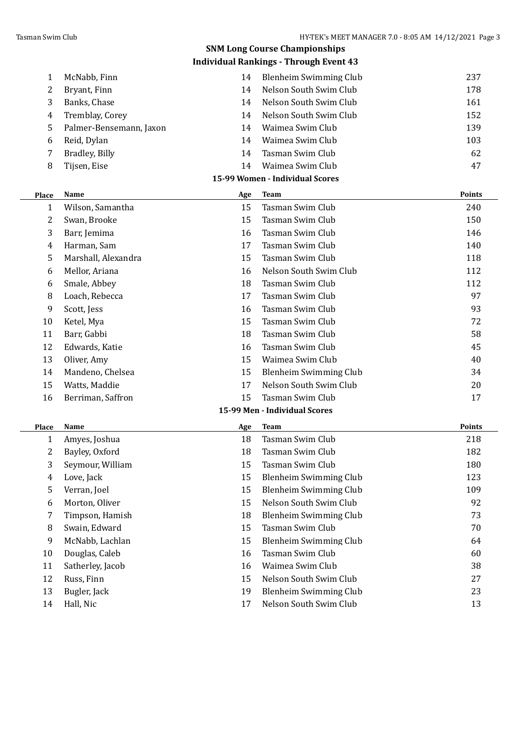## SNM Long Course Championships

### Individual Rankings - Through Event 43

| Place | Name | Age | Team | Points |
|---|---|---|---|---|
| 1 | McNabb, Finn | 14 | Blenheim Swimming Club | 237 |
| 2 | Bryant, Finn | 14 | Nelson South Swim Club | 178 |
| 3 | Banks, Chase | 14 | Nelson South Swim Club | 161 |
| 4 | Tremblay, Corey | 14 | Nelson South Swim Club | 152 |
| 5 | Palmer-Bensemann, Jaxon | 14 | Waimea Swim Club | 139 |
| 6 | Reid, Dylan | 14 | Waimea Swim Club | 103 |
| 7 | Bradley, Billy | 14 | Tasman Swim Club | 62 |
| 8 | Tijsen, Eise | 14 | Waimea Swim Club | 47 |

#### 15-99 Women - Individual Scores

| Place | Name | Age | Team | Points |
|---|---|---|---|---|
| 1 | Wilson, Samantha | 15 | Tasman Swim Club | 240 |
| 2 | Swan, Brooke | 15 | Tasman Swim Club | 150 |
| 3 | Barr, Jemima | 16 | Tasman Swim Club | 146 |
| 4 | Harman, Sam | 17 | Tasman Swim Club | 140 |
| 5 | Marshall, Alexandra | 15 | Tasman Swim Club | 118 |
| 6 | Mellor, Ariana | 16 | Nelson South Swim Club | 112 |
| 6 | Smale, Abbey | 18 | Tasman Swim Club | 112 |
| 8 | Loach, Rebecca | 17 | Tasman Swim Club | 97 |
| 9 | Scott, Jess | 16 | Tasman Swim Club | 93 |
| 10 | Ketel, Mya | 15 | Tasman Swim Club | 72 |
| 11 | Barr, Gabbi | 18 | Tasman Swim Club | 58 |
| 12 | Edwards, Katie | 16 | Tasman Swim Club | 45 |
| 13 | Oliver, Amy | 15 | Waimea Swim Club | 40 |
| 14 | Mandeno, Chelsea | 15 | Blenheim Swimming Club | 34 |
| 15 | Watts, Maddie | 17 | Nelson South Swim Club | 20 |
| 16 | Berriman, Saffron | 15 | Tasman Swim Club | 17 |

#### 15-99 Men - Individual Scores

| Place | Name | Age | Team | Points |
|---|---|---|---|---|
| 1 | Amyes, Joshua | 18 | Tasman Swim Club | 218 |
| 2 | Bayley, Oxford | 18 | Tasman Swim Club | 182 |
| 3 | Seymour, William | 15 | Tasman Swim Club | 180 |
| 4 | Love, Jack | 15 | Blenheim Swimming Club | 123 |
| 5 | Verran, Joel | 15 | Blenheim Swimming Club | 109 |
| 6 | Morton, Oliver | 15 | Nelson South Swim Club | 92 |
| 7 | Timpson, Hamish | 18 | Blenheim Swimming Club | 73 |
| 8 | Swain, Edward | 15 | Tasman Swim Club | 70 |
| 9 | McNabb, Lachlan | 15 | Blenheim Swimming Club | 64 |
| 10 | Douglas, Caleb | 16 | Tasman Swim Club | 60 |
| 11 | Satherley, Jacob | 16 | Waimea Swim Club | 38 |
| 12 | Russ, Finn | 15 | Nelson South Swim Club | 27 |
| 13 | Bugler, Jack | 19 | Blenheim Swimming Club | 23 |
| 14 | Hall, Nic | 17 | Nelson South Swim Club | 13 |